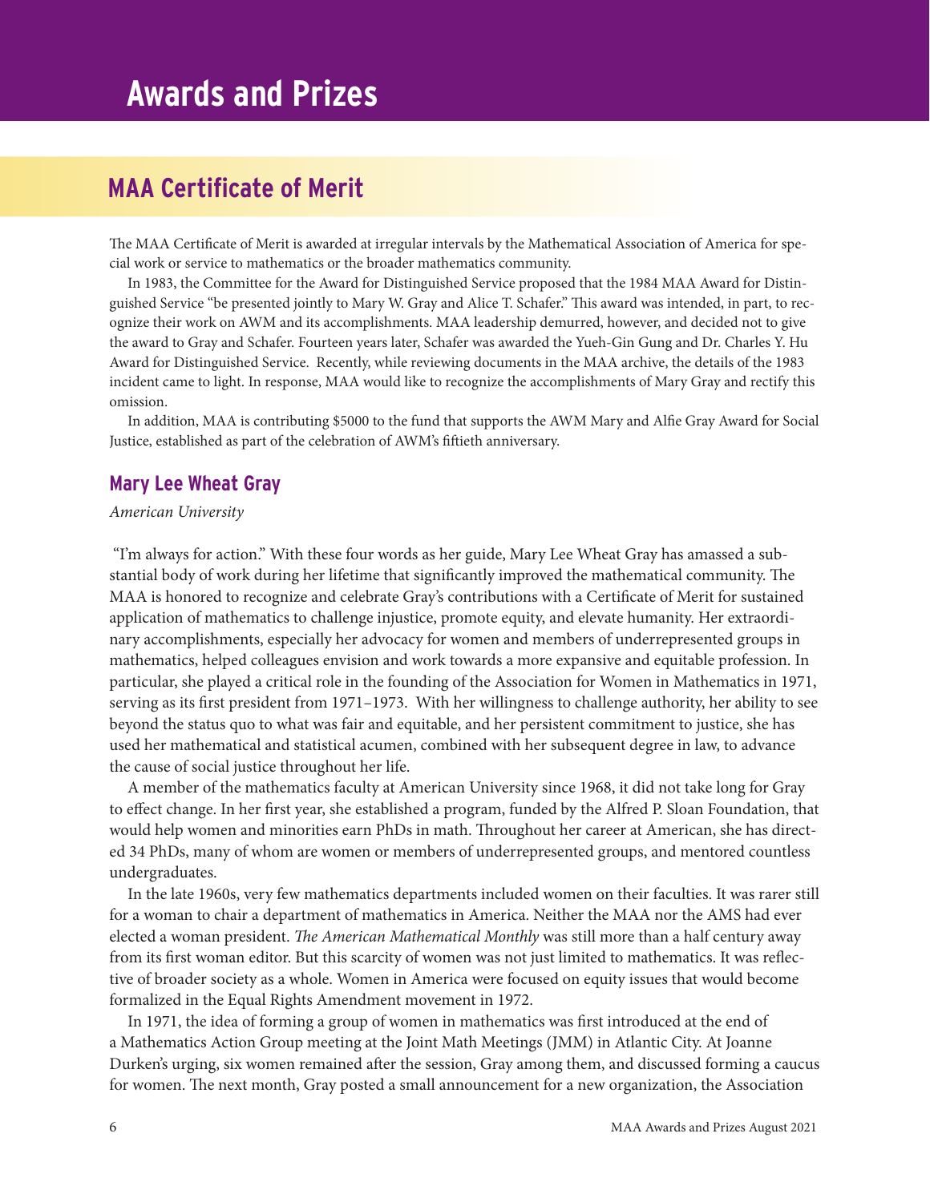# Awards and Prizes

## MAA Certificate of Merit

The MAA Certificate of Merit is awarded at irregular intervals by the Mathematical Association of America for special work or service to mathematics or the broader mathematics community.

In 1983, the Committee for the Award for Distinguished Service proposed that the 1984 MAA Award for Distinguished Service "be presented jointly to Mary W. Gray and Alice T. Schafer." This award was intended, in part, to recognize their work on AWM and its accomplishments. MAA leadership demurred, however, and decided not to give the award to Gray and Schafer. Fourteen years later, Schafer was awarded the Yueh-Gin Gung and Dr. Charles Y. Hu Award for Distinguished Service. Recently, while reviewing documents in the MAA archive, the details of the 1983 incident came to light. In response, MAA would like to recognize the accomplishments of Mary Gray and rectify this omission.

In addition, MAA is contributing $5000 to the fund that supports the AWM Mary and Alfie Gray Award for Social Justice, established as part of the celebration of AWM's fiftieth anniversary.

### Mary Lee Wheat Gray

*American University*

"I'm always for action." With these four words as her guide, Mary Lee Wheat Gray has amassed a substantial body of work during her lifetime that significantly improved the mathematical community. The MAA is honored to recognize and celebrate Gray's contributions with a Certificate of Merit for sustained application of mathematics to challenge injustice, promote equity, and elevate humanity. Her extraordinary accomplishments, especially her advocacy for women and members of underrepresented groups in mathematics, helped colleagues envision and work towards a more expansive and equitable profession. In particular, she played a critical role in the founding of the Association for Women in Mathematics in 1971, serving as its first president from 1971–1973. With her willingness to challenge authority, her ability to see beyond the status quo to what was fair and equitable, and her persistent commitment to justice, she has used her mathematical and statistical acumen, combined with her subsequent degree in law, to advance the cause of social justice throughout her life.

A member of the mathematics faculty at American University since 1968, it did not take long for Gray to effect change. In her first year, she established a program, funded by the Alfred P. Sloan Foundation, that would help women and minorities earn PhDs in math. Throughout her career at American, she has directed 34 PhDs, many of whom are women or members of underrepresented groups, and mentored countless undergraduates.

In the late 1960s, very few mathematics departments included women on their faculties. It was rarer still for a woman to chair a department of mathematics in America. Neither the MAA nor the AMS had ever elected a woman president. *The American Mathematical Monthly* was still more than a half century away from its first woman editor. But this scarcity of women was not just limited to mathematics. It was reflective of broader society as a whole. Women in America were focused on equity issues that would become formalized in the Equal Rights Amendment movement in 1972.

In 1971, the idea of forming a group of women in mathematics was first introduced at the end of a Mathematics Action Group meeting at the Joint Math Meetings (JMM) in Atlantic City. At Joanne Durken's urging, six women remained after the session, Gray among them, and discussed forming a caucus for women. The next month, Gray posted a small announcement for a new organization, the Association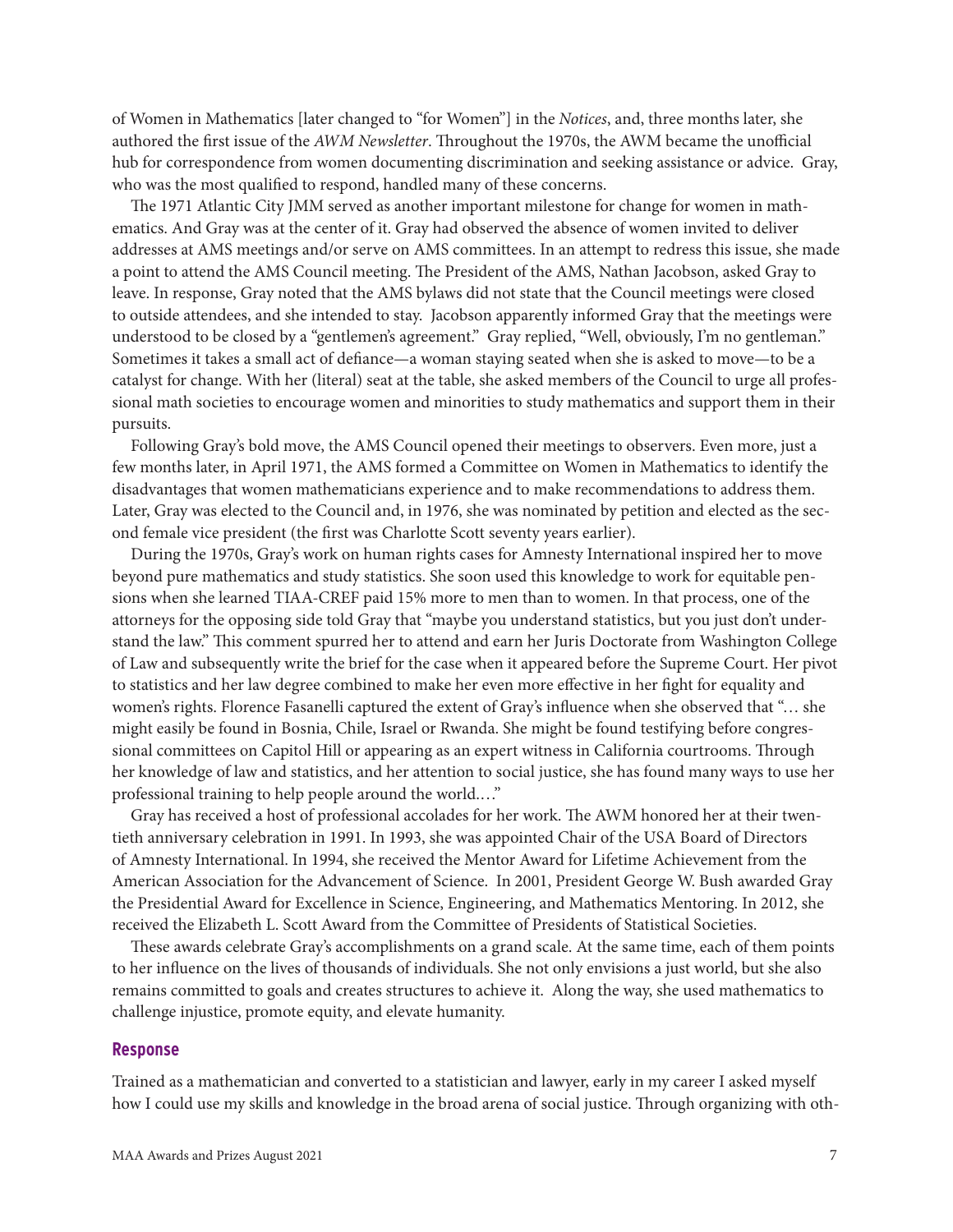of Women in Mathematics [later changed to "for Women"] in the *Notices*, and, three months later, she authored the first issue of the *AWM Newsletter*. Throughout the 1970s, the AWM became the unofficial hub for correspondence from women documenting discrimination and seeking assistance or advice. Gray, who was the most qualified to respond, handled many of these concerns.

The 1971 Atlantic City JMM served as another important milestone for change for women in mathematics. And Gray was at the center of it. Gray had observed the absence of women invited to deliver addresses at AMS meetings and/or serve on AMS committees. In an attempt to redress this issue, she made a point to attend the AMS Council meeting. The President of the AMS, Nathan Jacobson, asked Gray to leave. In response, Gray noted that the AMS bylaws did not state that the Council meetings were closed to outside attendees, and she intended to stay. Jacobson apparently informed Gray that the meetings were understood to be closed by a "gentlemen's agreement." Gray replied, "Well, obviously, I'm no gentleman." Sometimes it takes a small act of defiance—a woman staying seated when she is asked to move—to be a catalyst for change. With her (literal) seat at the table, she asked members of the Council to urge all professional math societies to encourage women and minorities to study mathematics and support them in their pursuits.

Following Gray's bold move, the AMS Council opened their meetings to observers. Even more, just a few months later, in April 1971, the AMS formed a Committee on Women in Mathematics to identify the disadvantages that women mathematicians experience and to make recommendations to address them. Later, Gray was elected to the Council and, in 1976, she was nominated by petition and elected as the second female vice president (the first was Charlotte Scott seventy years earlier).

During the 1970s, Gray's work on human rights cases for Amnesty International inspired her to move beyond pure mathematics and study statistics. She soon used this knowledge to work for equitable pensions when she learned TIAA-CREF paid 15% more to men than to women. In that process, one of the attorneys for the opposing side told Gray that "maybe you understand statistics, but you just don't understand the law." This comment spurred her to attend and earn her Juris Doctorate from Washington College of Law and subsequently write the brief for the case when it appeared before the Supreme Court. Her pivot to statistics and her law degree combined to make her even more effective in her fight for equality and women's rights. Florence Fasanelli captured the extent of Gray's influence when she observed that "… she might easily be found in Bosnia, Chile, Israel or Rwanda. She might be found testifying before congressional committees on Capitol Hill or appearing as an expert witness in California courtrooms. Through her knowledge of law and statistics, and her attention to social justice, she has found many ways to use her professional training to help people around the world.…"

Gray has received a host of professional accolades for her work. The AWM honored her at their twentieth anniversary celebration in 1991. In 1993, she was appointed Chair of the USA Board of Directors of Amnesty International. In 1994, she received the Mentor Award for Lifetime Achievement from the American Association for the Advancement of Science. In 2001, President George W. Bush awarded Gray the Presidential Award for Excellence in Science, Engineering, and Mathematics Mentoring. In 2012, she received the Elizabeth L. Scott Award from the Committee of Presidents of Statistical Societies.

These awards celebrate Gray's accomplishments on a grand scale. At the same time, each of them points to her influence on the lives of thousands of individuals. She not only envisions a just world, but she also remains committed to goals and creates structures to achieve it. Along the way, she used mathematics to challenge injustice, promote equity, and elevate humanity.

### Response

Trained as a mathematician and converted to a statistician and lawyer, early in my career I asked myself how I could use my skills and knowledge in the broad arena of social justice. Through organizing with oth-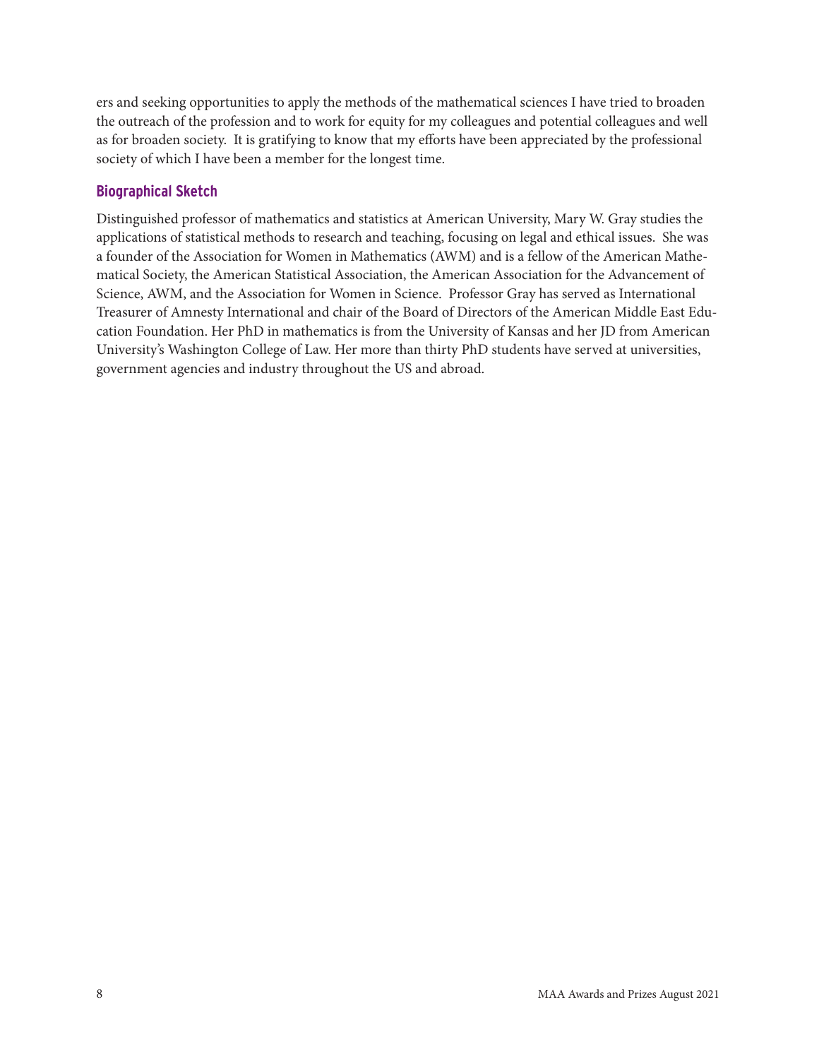ers and seeking opportunities to apply the methods of the mathematical sciences I have tried to broaden the outreach of the profession and to work for equity for my colleagues and potential colleagues and well as for broaden society. It is gratifying to know that my efforts have been appreciated by the professional society of which I have been a member for the longest time.

## Biographical Sketch

Distinguished professor of mathematics and statistics at American University, Mary W. Gray studies the applications of statistical methods to research and teaching, focusing on legal and ethical issues. She was a founder of the Association for Women in Mathematics (AWM) and is a fellow of the American Mathematical Society, the American Statistical Association, the American Association for the Advancement of Science, AWM, and the Association for Women in Science. Professor Gray has served as International Treasurer of Amnesty International and chair of the Board of Directors of the American Middle East Education Foundation. Her PhD in mathematics is from the University of Kansas and her JD from American University's Washington College of Law. Her more than thirty PhD students have served at universities, government agencies and industry throughout the US and abroad.